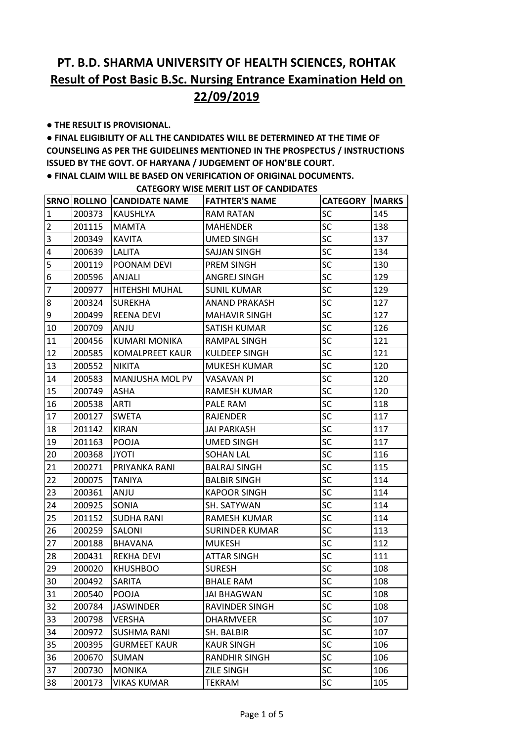# PT. B.D. SHARMA UNIVERSITY OF HEALTH SCIENCES, ROHTAK

## Result of Post Basic B.Sc. Nursing Entrance Examination Held on 22/09/2019

- **THE RESULT IS PROVISIONAL.**
- **FINAL ELIGIBILITY OF ALL THE CANDIDATES WILL BE DETERMINED AT THE TIME OF COUNSELING AS PER THE GUIDELINES MENTIONED IN THE PROSPECTUS / INSTRUCTIONS ISSUED BY THE GOVT. OF HARYANA / JUDGEMENT OF HON'BLE COURT.**
- **FINAL CLAIM WILL BE BASED ON VERIFICATION OF ORIGINAL DOCUMENTS.**

**CATEGORY WISE MERIT LIST OF CANDIDATES**

| SRNO | ROLLNO | CANDIDATE NAME | FATHTER'S NAME | CATEGORY | MARKS |
|---|---|---|---|---|---|
| 1 | 200373 | KAUSHLYA | RAM RATAN | SC | 145 |
| 2 | 201115 | MAMTA | MAHENDER | SC | 138 |
| 3 | 200349 | KAVITA | UMED SINGH | SC | 137 |
| 4 | 200639 | LALITA | SAJJAN SINGH | SC | 134 |
| 5 | 200119 | POONAM DEVI | PREM SINGH | SC | 130 |
| 6 | 200596 | ANJALI | ANGREJ SINGH | SC | 129 |
| 7 | 200977 | HITEHSHI MUHAL | SUNIL KUMAR | SC | 129 |
| 8 | 200324 | SUREKHA | ANAND PRAKASH | SC | 127 |
| 9 | 200499 | REENA DEVI | MAHAVIR SINGH | SC | 127 |
| 10 | 200709 | ANJU | SATISH KUMAR | SC | 126 |
| 11 | 200456 | KUMARI MONIKA | RAMPAL SINGH | SC | 121 |
| 12 | 200585 | KOMALPREET KAUR | KULDEEP SINGH | SC | 121 |
| 13 | 200552 | NIKITA | MUKESH KUMAR | SC | 120 |
| 14 | 200583 | MANJUSHA MOL PV | VASAVAN PI | SC | 120 |
| 15 | 200749 | ASHA | RAMESH KUMAR | SC | 120 |
| 16 | 200538 | ARTI | PALE RAM | SC | 118 |
| 17 | 200127 | SWETA | RAJENDER | SC | 117 |
| 18 | 201142 | KIRAN | JAI PARKASH | SC | 117 |
| 19 | 201163 | POOJA | UMED SINGH | SC | 117 |
| 20 | 200368 | JYOTI | SOHAN LAL | SC | 116 |
| 21 | 200271 | PRIYANKA RANI | BALRAJ SINGH | SC | 115 |
| 22 | 200075 | TANIYA | BALBIR SINGH | SC | 114 |
| 23 | 200361 | ANJU | KAPOOR SINGH | SC | 114 |
| 24 | 200925 | SONIA | SH. SATYWAN | SC | 114 |
| 25 | 201152 | SUDHA RANI | RAMESH KUMAR | SC | 114 |
| 26 | 200259 | SALONI | SURINDER KUMAR | SC | 113 |
| 27 | 200188 | BHAVANA | MUKESH | SC | 112 |
| 28 | 200431 | REKHA DEVI | ATTAR SINGH | SC | 111 |
| 29 | 200020 | KHUSHBOO | SURESH | SC | 108 |
| 30 | 200492 | SARITA | BHALE RAM | SC | 108 |
| 31 | 200540 | POOJA | JAI BHAGWAN | SC | 108 |
| 32 | 200784 | JASWINDER | RAVINDER SINGH | SC | 108 |
| 33 | 200798 | VERSHA | DHARMVEER | SC | 107 |
| 34 | 200972 | SUSHMA RANI | SH. BALBIR | SC | 107 |
| 35 | 200395 | GURMEET KAUR | KAUR SINGH | SC | 106 |
| 36 | 200670 | SUMAN | RANDHIR SINGH | SC | 106 |
| 37 | 200730 | MONIKA | ZILE SINGH | SC | 106 |
| 38 | 200173 | VIKAS KUMAR | TEKRAM | SC | 105 |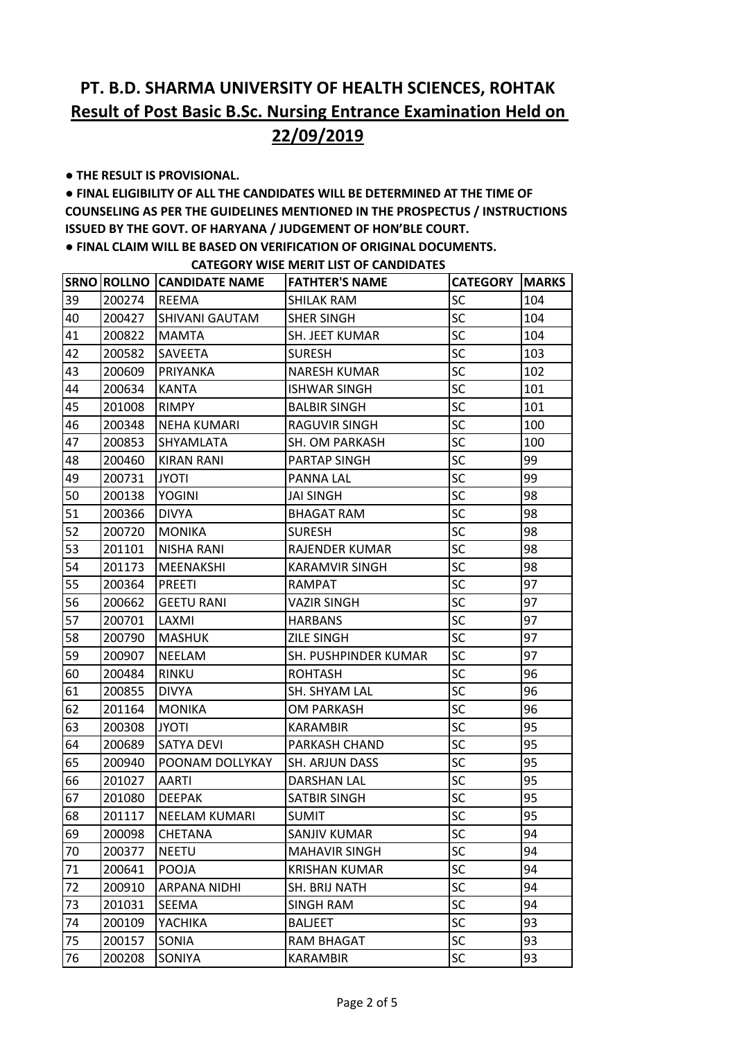# PT. B.D. SHARMA UNIVERSITY OF HEALTH SCIENCES, ROHTAK

## Result of Post Basic B.Sc. Nursing Entrance Examination Held on 22/09/2019

- **THE RESULT IS PROVISIONAL.**
- **FINAL ELIGIBILITY OF ALL THE CANDIDATES WILL BE DETERMINED AT THE TIME OF COUNSELING AS PER THE GUIDELINES MENTIONED IN THE PROSPECTUS / INSTRUCTIONS ISSUED BY THE GOVT. OF HARYANA / JUDGEMENT OF HON'BLE COURT.**
- **FINAL CLAIM WILL BE BASED ON VERIFICATION OF ORIGINAL DOCUMENTS.**

**CATEGORY WISE MERIT LIST OF CANDIDATES**

| SRNO | ROLLNO | CANDIDATE NAME | FATHTER'S NAME | CATEGORY | MARKS |
|---|---|---|---|---|---|
| 39 | 200274 | REEMA | SHILAK RAM | SC | 104 |
| 40 | 200427 | SHIVANI GAUTAM | SHER SINGH | SC | 104 |
| 41 | 200822 | MAMTA | SH. JEET KUMAR | SC | 104 |
| 42 | 200582 | SAVEETA | SURESH | SC | 103 |
| 43 | 200609 | PRIYANKA | NARESH KUMAR | SC | 102 |
| 44 | 200634 | KANTA | ISHWAR SINGH | SC | 101 |
| 45 | 201008 | RIMPY | BALBIR SINGH | SC | 101 |
| 46 | 200348 | NEHA KUMARI | RAGUVIR SINGH | SC | 100 |
| 47 | 200853 | SHYAMLATA | SH. OM PARKASH | SC | 100 |
| 48 | 200460 | KIRAN RANI | PARTAP SINGH | SC | 99 |
| 49 | 200731 | JYOTI | PANNA LAL | SC | 99 |
| 50 | 200138 | YOGINI | JAI SINGH | SC | 98 |
| 51 | 200366 | DIVYA | BHAGAT RAM | SC | 98 |
| 52 | 200720 | MONIKA | SURESH | SC | 98 |
| 53 | 201101 | NISHA RANI | RAJENDER KUMAR | SC | 98 |
| 54 | 201173 | MEENAKSHI | KARAMVIR SINGH | SC | 98 |
| 55 | 200364 | PREETI | RAMPAT | SC | 97 |
| 56 | 200662 | GEETU RANI | VAZIR SINGH | SC | 97 |
| 57 | 200701 | LAXMI | HARBANS | SC | 97 |
| 58 | 200790 | MASHUK | ZILE SINGH | SC | 97 |
| 59 | 200907 | NEELAM | SH. PUSHPINDER KUMAR | SC | 97 |
| 60 | 200484 | RINKU | ROHTASH | SC | 96 |
| 61 | 200855 | DIVYA | SH. SHYAM LAL | SC | 96 |
| 62 | 201164 | MONIKA | OM PARKASH | SC | 96 |
| 63 | 200308 | JYOTI | KARAMBIR | SC | 95 |
| 64 | 200689 | SATYA DEVI | PARKASH CHAND | SC | 95 |
| 65 | 200940 | POONAM DOLLYKAY | SH. ARJUN DASS | SC | 95 |
| 66 | 201027 | AARTI | DARSHAN LAL | SC | 95 |
| 67 | 201080 | DEEPAK | SATBIR SINGH | SC | 95 |
| 68 | 201117 | NEELAM KUMARI | SUMIT | SC | 95 |
| 69 | 200098 | CHETANA | SANJIV KUMAR | SC | 94 |
| 70 | 200377 | NEETU | MAHAVIR SINGH | SC | 94 |
| 71 | 200641 | POOJA | KRISHAN KUMAR | SC | 94 |
| 72 | 200910 | ARPANA NIDHI | SH. BRIJ NATH | SC | 94 |
| 73 | 201031 | SEEMA | SINGH RAM | SC | 94 |
| 74 | 200109 | YACHIKA | BALJEET | SC | 93 |
| 75 | 200157 | SONIA | RAM BHAGAT | SC | 93 |
| 76 | 200208 | SONIYA | KARAMBIR | SC | 93 |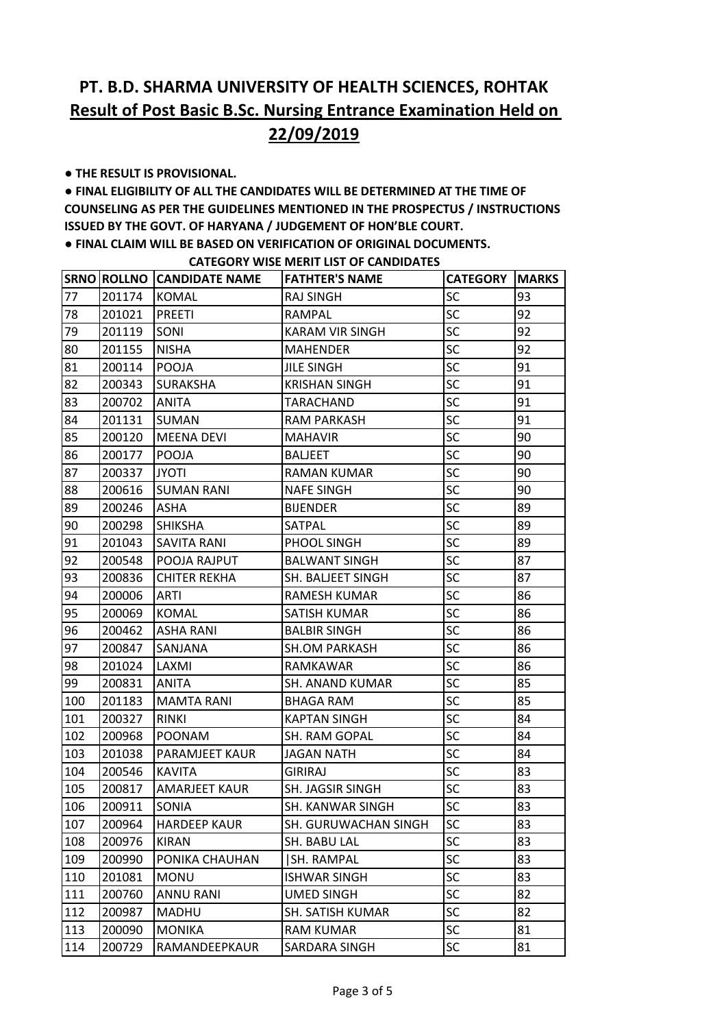# PT. B.D. SHARMA UNIVERSITY OF HEALTH SCIENCES, ROHTAK

## Result of Post Basic B.Sc. Nursing Entrance Examination Held on 22/09/2019

- **THE RESULT IS PROVISIONAL.**
- **FINAL ELIGIBILITY OF ALL THE CANDIDATES WILL BE DETERMINED AT THE TIME OF COUNSELING AS PER THE GUIDELINES MENTIONED IN THE PROSPECTUS / INSTRUCTIONS ISSUED BY THE GOVT. OF HARYANA / JUDGEMENT OF HON'BLE COURT.**
- **FINAL CLAIM WILL BE BASED ON VERIFICATION OF ORIGINAL DOCUMENTS.**

**CATEGORY WISE MERIT LIST OF CANDIDATES**

| SRNO | ROLLNO | CANDIDATE NAME | FATHTER'S NAME | CATEGORY | MARKS |
|---|---|---|---|---|---|
| 77 | 201174 | KOMAL | RAJ SINGH | SC | 93 |
| 78 | 201021 | PREETI | RAMPAL | SC | 92 |
| 79 | 201119 | SONI | KARAM VIR SINGH | SC | 92 |
| 80 | 201155 | NISHA | MAHENDER | SC | 92 |
| 81 | 200114 | POOJA | JILE SINGH | SC | 91 |
| 82 | 200343 | SURAKSHA | KRISHAN SINGH | SC | 91 |
| 83 | 200702 | ANITA | TARACHAND | SC | 91 |
| 84 | 201131 | SUMAN | RAM PARKASH | SC | 91 |
| 85 | 200120 | MEENA DEVI | MAHAVIR | SC | 90 |
| 86 | 200177 | POOJA | BALJEET | SC | 90 |
| 87 | 200337 | JYOTI | RAMAN KUMAR | SC | 90 |
| 88 | 200616 | SUMAN RANI | NAFE SINGH | SC | 90 |
| 89 | 200246 | ASHA | BIJENDER | SC | 89 |
| 90 | 200298 | SHIKSHA | SATPAL | SC | 89 |
| 91 | 201043 | SAVITA RANI | PHOOL SINGH | SC | 89 |
| 92 | 200548 | POOJA RAJPUT | BALWANT SINGH | SC | 87 |
| 93 | 200836 | CHITER REKHA | SH. BALJEET SINGH | SC | 87 |
| 94 | 200006 | ARTI | RAMESH KUMAR | SC | 86 |
| 95 | 200069 | KOMAL | SATISH KUMAR | SC | 86 |
| 96 | 200462 | ASHA RANI | BALBIR SINGH | SC | 86 |
| 97 | 200847 | SANJANA | SH.OM PARKASH | SC | 86 |
| 98 | 201024 | LAXMI | RAMKAWAR | SC | 86 |
| 99 | 200831 | ANITA | SH. ANAND KUMAR | SC | 85 |
| 100 | 201183 | MAMTA RANI | BHAGA RAM | SC | 85 |
| 101 | 200327 | RINKI | KAPTAN SINGH | SC | 84 |
| 102 | 200968 | POONAM | SH. RAM GOPAL | SC | 84 |
| 103 | 201038 | PARAMJEET KAUR | JAGAN NATH | SC | 84 |
| 104 | 200546 | KAVITA | GIRIRAJ | SC | 83 |
| 105 | 200817 | AMARJEET KAUR | SH. JAGSIR SINGH | SC | 83 |
| 106 | 200911 | SONIA | SH. KANWAR SINGH | SC | 83 |
| 107 | 200964 | HARDEEP KAUR | SH. GURUWACHAN SINGH | SC | 83 |
| 108 | 200976 | KIRAN | SH. BABU LAL | SC | 83 |
| 109 | 200990 | PONIKA CHAUHAN | SH. RAMPAL | SC | 83 |
| 110 | 201081 | MONU | ISHWAR SINGH | SC | 83 |
| 111 | 200760 | ANNU RANI | UMED SINGH | SC | 82 |
| 112 | 200987 | MADHU | SH. SATISH KUMAR | SC | 82 |
| 113 | 200090 | MONIKA | RAM KUMAR | SC | 81 |
| 114 | 200729 | RAMANDEEPKAUR | SARDARA SINGH | SC | 81 |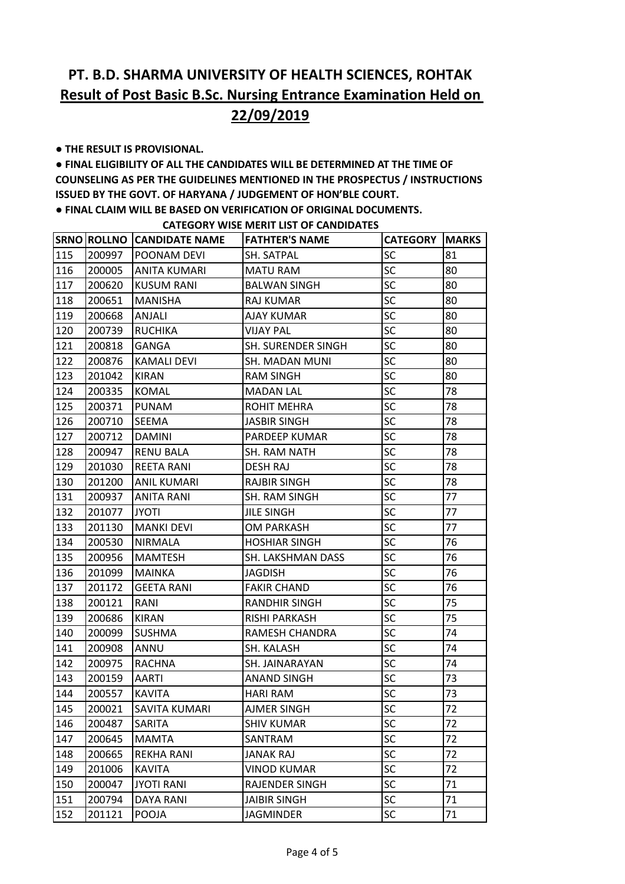# PT. B.D. SHARMA UNIVERSITY OF HEALTH SCIENCES, ROHTAK

## Result of Post Basic B.Sc. Nursing Entrance Examination Held on 22/09/2019

- **THE RESULT IS PROVISIONAL.**
- **FINAL ELIGIBILITY OF ALL THE CANDIDATES WILL BE DETERMINED AT THE TIME OF COUNSELING AS PER THE GUIDELINES MENTIONED IN THE PROSPECTUS / INSTRUCTIONS ISSUED BY THE GOVT. OF HARYANA / JUDGEMENT OF HON'BLE COURT.**
- **FINAL CLAIM WILL BE BASED ON VERIFICATION OF ORIGINAL DOCUMENTS.**

**CATEGORY WISE MERIT LIST OF CANDIDATES**

| SRNO | ROLLNO | CANDIDATE NAME | FATHTER'S NAME | CATEGORY | MARKS |
|---|---|---|---|---|---|
| 115 | 200997 | POONAM DEVI | SH. SATPAL | SC | 81 |
| 116 | 200005 | ANITA KUMARI | MATU RAM | SC | 80 |
| 117 | 200620 | KUSUM RANI | BALWAN SINGH | SC | 80 |
| 118 | 200651 | MANISHA | RAJ KUMAR | SC | 80 |
| 119 | 200668 | ANJALI | AJAY KUMAR | SC | 80 |
| 120 | 200739 | RUCHIKA | VIJAY PAL | SC | 80 |
| 121 | 200818 | GANGA | SH. SURENDER SINGH | SC | 80 |
| 122 | 200876 | KAMALI DEVI | SH. MADAN MUNI | SC | 80 |
| 123 | 201042 | KIRAN | RAM SINGH | SC | 80 |
| 124 | 200335 | KOMAL | MADAN LAL | SC | 78 |
| 125 | 200371 | PUNAM | ROHIT MEHRA | SC | 78 |
| 126 | 200710 | SEEMA | JASBIR SINGH | SC | 78 |
| 127 | 200712 | DAMINI | PARDEEP KUMAR | SC | 78 |
| 128 | 200947 | RENU BALA | SH. RAM NATH | SC | 78 |
| 129 | 201030 | REETA RANI | DESH RAJ | SC | 78 |
| 130 | 201200 | ANIL KUMARI | RAJBIR SINGH | SC | 78 |
| 131 | 200937 | ANITA RANI | SH. RAM SINGH | SC | 77 |
| 132 | 201077 | JYOTI | JILE SINGH | SC | 77 |
| 133 | 201130 | MANKI DEVI | OM PARKASH | SC | 77 |
| 134 | 200530 | NIRMALA | HOSHIAR SINGH | SC | 76 |
| 135 | 200956 | MAMTESH | SH. LAKSHMAN DASS | SC | 76 |
| 136 | 201099 | MAINKA | JAGDISH | SC | 76 |
| 137 | 201172 | GEETA RANI | FAKIR CHAND | SC | 76 |
| 138 | 200121 | RANI | RANDHIR SINGH | SC | 75 |
| 139 | 200686 | KIRAN | RISHI PARKASH | SC | 75 |
| 140 | 200099 | SUSHMA | RAMESH CHANDRA | SC | 74 |
| 141 | 200908 | ANNU | SH. KALASH | SC | 74 |
| 142 | 200975 | RACHNA | SH. JAINARAYAN | SC | 74 |
| 143 | 200159 | AARTI | ANAND SINGH | SC | 73 |
| 144 | 200557 | KAVITA | HARI RAM | SC | 73 |
| 145 | 200021 | SAVITA KUMARI | AJMER SINGH | SC | 72 |
| 146 | 200487 | SARITA | SHIV KUMAR | SC | 72 |
| 147 | 200645 | MAMTA | SANTRAM | SC | 72 |
| 148 | 200665 | REKHA RANI | JANAK RAJ | SC | 72 |
| 149 | 201006 | KAVITA | VINOD KUMAR | SC | 72 |
| 150 | 200047 | JYOTI RANI | RAJENDER SINGH | SC | 71 |
| 151 | 200794 | DAYA RANI | JAIBIR SINGH | SC | 71 |
| 152 | 201121 | POOJA | JAGMINDER | SC | 71 |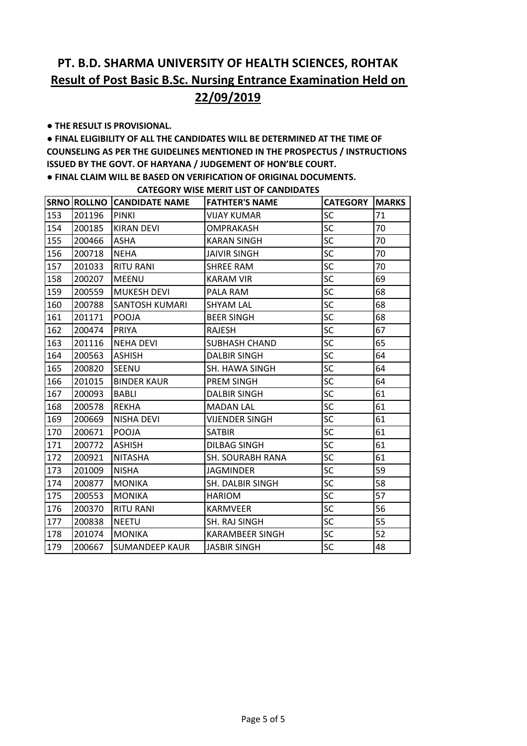# PT. B.D. SHARMA UNIVERSITY OF HEALTH SCIENCES, ROHTAK

## Result of Post Basic B.Sc. Nursing Entrance Examination Held on 22/09/2019

- **THE RESULT IS PROVISIONAL.**
- **FINAL ELIGIBILITY OF ALL THE CANDIDATES WILL BE DETERMINED AT THE TIME OF COUNSELING AS PER THE GUIDELINES MENTIONED IN THE PROSPECTUS / INSTRUCTIONS ISSUED BY THE GOVT. OF HARYANA / JUDGEMENT OF HON'BLE COURT.**
- **FINAL CLAIM WILL BE BASED ON VERIFICATION OF ORIGINAL DOCUMENTS.**

**CATEGORY WISE MERIT LIST OF CANDIDATES**

| SRNO | ROLLNO | CANDIDATE NAME | FATHTER'S NAME | CATEGORY | MARKS |
|---|---|---|---|---|---|
| 153 | 201196 | PINKI | VIJAY KUMAR | SC | 71 |
| 154 | 200185 | KIRAN DEVI | OMPRAKASH | SC | 70 |
| 155 | 200466 | ASHA | KARAN SINGH | SC | 70 |
| 156 | 200718 | NEHA | JAIVIR SINGH | SC | 70 |
| 157 | 201033 | RITU RANI | SHREE RAM | SC | 70 |
| 158 | 200207 | MEENU | KARAM VIR | SC | 69 |
| 159 | 200559 | MUKESH DEVI | PALA RAM | SC | 68 |
| 160 | 200788 | SANTOSH KUMARI | SHYAM LAL | SC | 68 |
| 161 | 201171 | POOJA | BEER SINGH | SC | 68 |
| 162 | 200474 | PRIYA | RAJESH | SC | 67 |
| 163 | 201116 | NEHA DEVI | SUBHASH CHAND | SC | 65 |
| 164 | 200563 | ASHISH | DALBIR SINGH | SC | 64 |
| 165 | 200820 | SEENU | SH. HAWA SINGH | SC | 64 |
| 166 | 201015 | BINDER KAUR | PREM SINGH | SC | 64 |
| 167 | 200093 | BABLI | DALBIR SINGH | SC | 61 |
| 168 | 200578 | REKHA | MADAN LAL | SC | 61 |
| 169 | 200669 | NISHA DEVI | VIJENDER SINGH | SC | 61 |
| 170 | 200671 | POOJA | SATBIR | SC | 61 |
| 171 | 200772 | ASHISH | DILBAG SINGH | SC | 61 |
| 172 | 200921 | NITASHA | SH. SOURABH RANA | SC | 61 |
| 173 | 201009 | NISHA | JAGMINDER | SC | 59 |
| 174 | 200877 | MONIKA | SH. DALBIR SINGH | SC | 58 |
| 175 | 200553 | MONIKA | HARIOM | SC | 57 |
| 176 | 200370 | RITU RANI | KARMVEER | SC | 56 |
| 177 | 200838 | NEETU | SH. RAJ SINGH | SC | 55 |
| 178 | 201074 | MONIKA | KARAMBEER SINGH | SC | 52 |
| 179 | 200667 | SUMANDEEP KAUR | JASBIR SINGH | SC | 48 |